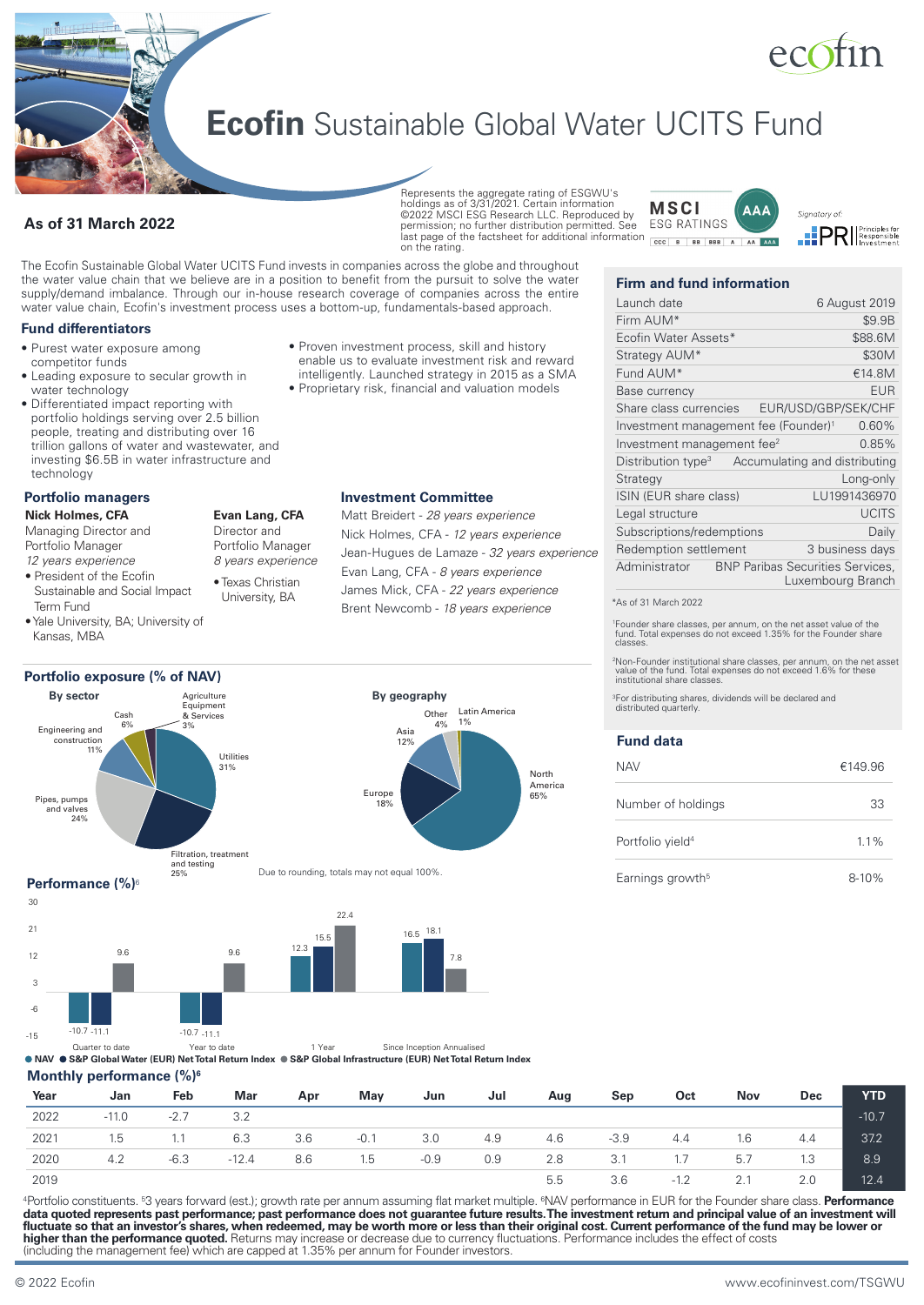# **Ecofin** Sustainable Global Water UCITS Fund

**As of 31 March 2022**

Represents the aggregate rating of ESGWU's holdings as of 3/31/2021. Certain information ©2022 MSCI ESG Research LLC. Reproduced by permission; no further distribution permitted. See last page of the factsheet for additional information on the rating.

MSCI ESG RATINGS AAA

Signatory of: PRI Principles for Responsible Investment

The Ecofin Sustainable Global Water UCITS Fund invests in companies across the globe and throughout the water value chain that we believe are in a position to benefit from the pursuit to solve the water supply/demand imbalance. Through our in-house research coverage of companies across the entire water value chain, Ecofin's investment process uses a bottom-up, fundamentals-based approach.

## Fund differentiators

- Purest water exposure among competitor funds
- Leading exposure to secular growth in water technology
- Differentiated impact reporting with portfolio holdings serving over 2.5 billion people, treating and distributing over 16 trillion gallons of water and wastewater, and investing $6.5B in water infrastructure and technology
- Proven investment process, skill and history enable us to evaluate investment risk and reward intelligently. Launched strategy in 2015 as a SMA
- Proprietary risk, financial and valuation models

## Portfolio managers

**Nick Holmes, CFA**
Managing Director and Portfolio Manager
*12 years experience*
- President of the Ecofin Sustainable and Social Impact Term Fund
- Yale University, BA; University of Kansas, MBA

**Evan Lang, CFA**
Director and Portfolio Manager
*8 years experience*
- Texas Christian University, BA

## Investment Committee

Matt Breidert - *28 years experience*
Nick Holmes, CFA - *12 years experience*
Jean-Hugues de Lamaze - *32 years experience*
Evan Lang, CFA - *8 years experience*
James Mick, CFA - *22 years experience*
Brent Newcomb - *18 years experience*

## Firm and fund information

| | |
|---|---|
| Launch date | 6 August 2019 |
| Firm AUM* | $9.9B |
| Ecofin Water Assets* | $88.6M |
| Strategy AUM* | $30M |
| Fund AUM* | €14.8M |
| Base currency | EUR |
| Share class currencies | EUR/USD/GBP/SEK/CHF |
| Investment management fee (Founder)[1] | 0.60% |
| Investment management fee[2] | 0.85% |
| Distribution type[3] | Accumulating and distributing |
| Strategy | Long-only |
| ISIN (EUR share class) | LU1991436970 |
| Legal structure | UCITS |
| Subscriptions/redemptions | Daily |
| Redemption settlement | 3 business days |
| Administrator | BNP Paribas Securities Services, Luxembourg Branch |

*As of 31 March 2022

[1]Founder share classes, per annum, on the net asset value of the fund. Total expenses do not exceed 1.35% for the Founder share classes.

[2]Non-Founder institutional share classes, per annum, on the net asset value of the fund. Total expenses do not exceed 1.6% for these institutional share classes.

[3]For distributing shares, dividends will be declared and distributed quarterly.

## Fund data

| | |
|---|---|
| NAV | €149.96 |
| Number of holdings | 33 |
| Portfolio yield[4] | 1.1% |
| Earnings growth[5] | 8-10% |

## Portfolio exposure (% of NAV)

**By sector**

| Sector | % |
|---|---|
| Utilities | 31% |
| Filtration, treatment and testing | 25% |
| Pipes, pumps and valves | 24% |
| Engineering and construction | 11% |
| Cash | 6% |
| Agriculture Equipment & Services | 3% |

**By geography**

| Region | % |
|---|---|
| North America | 65% |
| Europe | 18% |
| Asia | 12% |
| Other | 4% |
| Latin America | 1% |

Due to rounding, totals may not equal 100%.

## Performance (%)[6]

| | Quarter to date | Year to date | 1 Year | Since Inception Annualised |
|---|---|---|---|---|
| NAV | -10.7 | -10.7 | 12.3 | 16.5 |
| S&P Global Water (EUR) Net Total Return Index | -11.1 | -11.1 | 15.5 | 18.1 |
| S&P Global Infrastructure (EUR) Net Total Return Index | 9.6 | 9.6 | 22.4 | 7.8 |

## Monthly performance (%)[6]

| Year | Jan | Feb | Mar | Apr | May | Jun | Jul | Aug | Sep | Oct | Nov | Dec | YTD |
|---|---|---|---|---|---|---|---|---|---|---|---|---|---|
| 2022 | -11.0 | -2.7 | 3.2 | | | | | | | | | | -10.7 |
| 2021 | 1.5 | 1.1 | 6.3 | 3.6 | -0.1 | 3.0 | 4.9 | 4.6 | -3.9 | 4.4 | 1.6 | 4.4 | 37.2 |
| 2020 | 4.2 | -6.3 | -12.4 | 8.6 | 1.5 | -0.9 | 0.9 | 2.8 | 3.1 | 1.7 | 5.7 | 1.3 | 8.9 |
| 2019 | | | | | | | | 5.5 | 3.6 | -1.2 | 2.1 | 2.0 | 12.4 |

[4]Portfolio constituents. [5]3 years forward (est.); growth rate per annum assuming flat market multiple. [6]NAV performance in EUR for the Founder share class. **Performance data quoted represents past performance; past performance does not guarantee future results. The investment return and principal value of an investment will fluctuate so that an investor's shares, when redeemed, may be worth more or less than their original cost. Current performance of the fund may be lower or higher than the performance quoted.** Returns may increase or decrease due to currency fluctuations. Performance includes the effect of costs (including the management fee) which are capped at 1.35% per annum for Founder investors.

© 2022 Ecofin

www.ecofininvest.com/TSGWU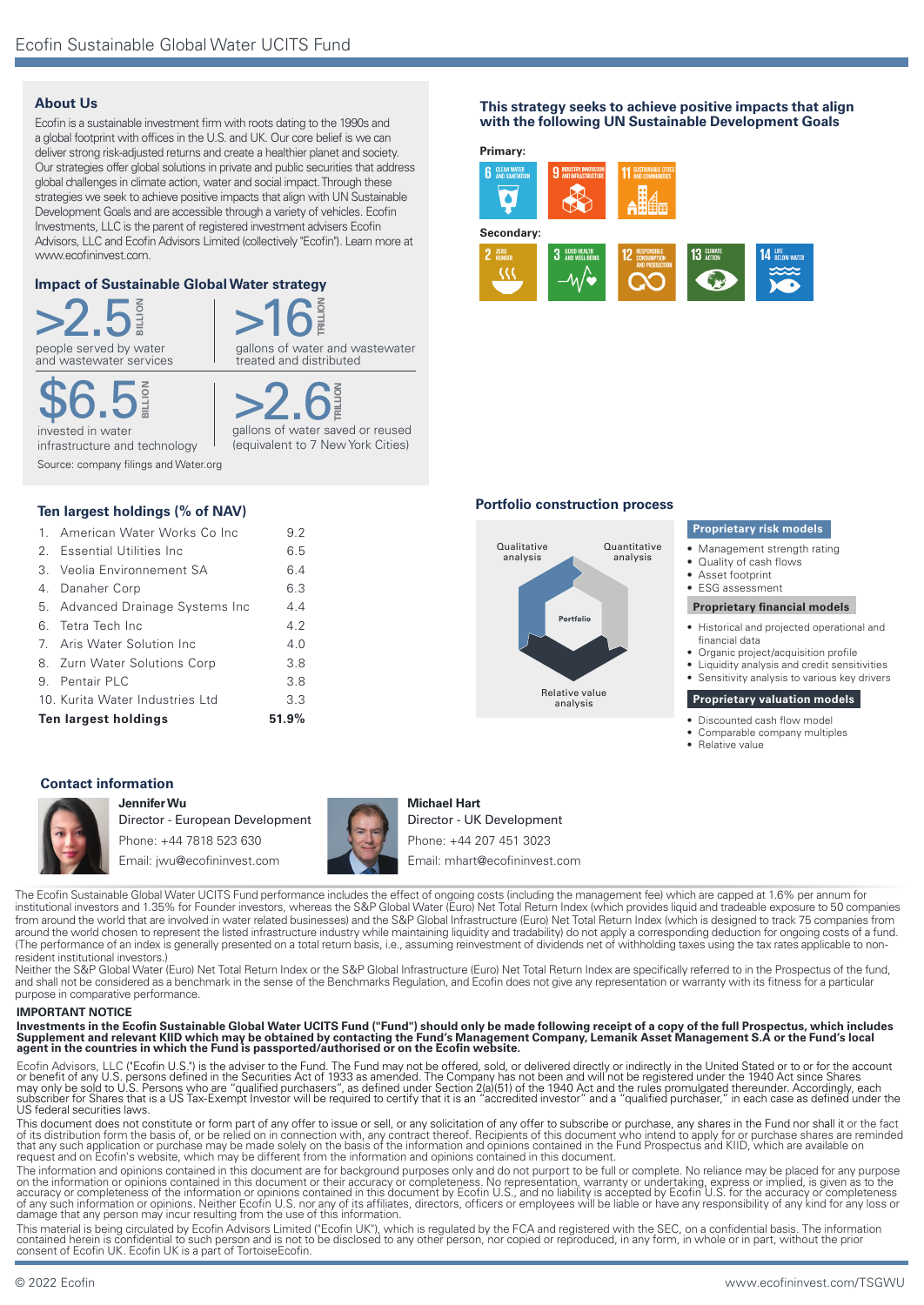## About Us

Ecofin is a sustainable investment firm with roots dating to the 1990s and a global footprint with offices in the U.S. and UK. Our core belief is we can deliver strong risk-adjusted returns and create a healthier planet and society. Our strategies offer global solutions in private and public securities that address global challenges in climate action, water and social impact. Through these strategies we seek to achieve positive impacts that align with UN Sustainable Development Goals and are accessible through a variety of vehicles. Ecofin Investments, LLC is the parent of registered investment advisers Ecofin Advisors, LLC and Ecofin Advisors Limited (collectively "Ecofin"). Learn more at www.ecofininvest.com.

## Impact of Sustainable Global Water strategy

**>2.5 BILLION** people served by water and wastewater services

**>16 TRILLION** gallons of water and wastewater treated and distributed

**$6.5 BILLION** invested in water infrastructure and technology

**>2.6 TRILLION** gallons of water saved or reused (equivalent to 7 New York Cities)

Source: company filings and Water.org

## This strategy seeks to achieve positive impacts that align with the following UN Sustainable Development Goals

**Primary:**

- 6 Clean Water and Sanitation
- 9 Industry, Innovation and Infrastructure
- 11 Sustainable Cities and Communities

**Secondary:**

- 2 Zero Hunger
- 3 Good Health and Well-Being
- 12 Responsible Consumption and Production
- 13 Climate Action
- 14 Life Below Water

## Ten largest holdings (% of NAV)

| | |
|---|---|
| 1. American Water Works Co Inc | 9.2 |
| 2. Essential Utilities Inc | 6.5 |
| 3. Veolia Environnement SA | 6.4 |
| 4. Danaher Corp | 6.3 |
| 5. Advanced Drainage Systems Inc | 4.4 |
| 6. Tetra Tech Inc | 4.2 |
| 7. Aris Water Solution Inc | 4.0 |
| 8. Zurn Water Solutions Corp | 3.8 |
| 9. Pentair PLC | 3.8 |
| 10. Kurita Water Industries Ltd | 3.3 |
| **Ten largest holdings** | **51.9%** |

## Portfolio construction process

Qualitative analysis — Quantitative analysis — Relative value analysis — Portfolio

**Proprietary risk models**

- Management strength rating
- Quality of cash flows
- Asset footprint
- ESG assessment

**Proprietary financial models**

- Historical and projected operational and financial data
- Organic project/acquisition profile
- Liquidity analysis and credit sensitivities
- Sensitivity analysis to various key drivers

**Proprietary valuation models**

- Discounted cash flow model
- Comparable company multiples
- Relative value

## Contact information

**Jennifer Wu**
Director - European Development
Phone: +44 7818 523 630
Email: jwu@ecofininvest.com

**Michael Hart**
Director - UK Development
Phone: +44 207 451 3023
Email: mhart@ecofininvest.com

The Ecofin Sustainable Global Water UCITS Fund performance includes the effect of ongoing costs (including the management fee) which are capped at 1.6% per annum for institutional investors and 1.35% for Founder investors, whereas the S&P Global Water (Euro) Net Total Return Index (which provides liquid and tradeable exposure to 50 companies from around the world that are involved in water related businesses) and the S&P Global Infrastructure (Euro) Net Total Return Index (which is designed to track 75 companies from around the world chosen to represent the listed infrastructure industry while maintaining liquidity and tradability) do not apply a corresponding deduction for ongoing costs of a fund. (The performance of an index is generally presented on a total return basis, i.e., assuming reinvestment of dividends net of withholding taxes using the tax rates applicable to non-resident institutional investors.)
Neither the S&P Global Water (Euro) Net Total Return Index or the S&P Global Infrastructure (Euro) Net Total Return Index are specifically referred to in the Prospectus of the fund, and shall not be considered as a benchmark in the sense of the Benchmarks Regulation, and Ecofin does not give any representation or warranty with its fitness for a particular purpose in comparative performance.

**IMPORTANT NOTICE**

**Investments in the Ecofin Sustainable Global Water UCITS Fund ("Fund") should only be made following receipt of a copy of the full Prospectus, which includes Supplement and relevant KIID which may be obtained by contacting the Fund's Management Company, Lemanik Asset Management S.A or the Fund's local agent in the countries in which the Fund is passported/authorised or on the Ecofin website.**

Ecofin Advisors, LLC ("Ecofin U.S.") is the adviser to the Fund. The Fund may not be offered, sold, or delivered directly or indirectly in the United Stated or to or for the account or benefit of any U.S. persons defined in the Securities Act of 1933 as amended. The Company has not been and will not be registered under the 1940 Act since Shares may only be sold to U.S. Persons who are "qualified purchasers", as defined under Section 2(a)(51) of the 1940 Act and the rules promulgated thereunder. Accordingly, each subscriber for Shares that is a US Tax-Exempt Investor will be required to certify that it is an "accredited investor" and a "qualified purchaser," in each case as defined under the US federal securities laws.

This document does not constitute or form part of any offer to issue or sell, or any solicitation of any offer to subscribe or purchase, any shares in the Fund nor shall it or the fact of its distribution form the basis of, or be relied on in connection with, any contract thereof. Recipients of this document who intend to apply for or purchase shares are reminded that any such application or purchase may be made solely on the basis of the information and opinions contained in the Fund Prospectus and KIID, which are available on request and on Ecofin's website, which may be different from the information and opinions contained in this document.

The information and opinions contained in this document are for background purposes only and do not purport to be full or complete. No reliance may be placed for any purpose on the information or opinions contained in this document or their accuracy or completeness. No representation, warranty or undertaking, express or implied, is given as to the accuracy or completeness of the information or opinions contained in this document by Ecofin U.S., and no liability is accepted by Ecofin U.S. for the accuracy or completeness of any such information or opinions. Neither Ecofin U.S. nor any of its affiliates, directors, officers or employees will be liable or have any responsibility of any kind for any loss or damage that any person may incur resulting from the use of this information.

This material is being circulated by Ecofin Advisors Limited ("Ecofin UK"), which is regulated by the FCA and registered with the SEC, on a confidential basis. The information contained herein is confidential to such person and is not to be disclosed to any other person, nor copied or reproduced, in any form, in whole or in part, without the prior consent of Ecofin UK. Ecofin UK is a part of TortoiseEcofin.

© 2022 Ecofin

www.ecofininvest.com/TSGWU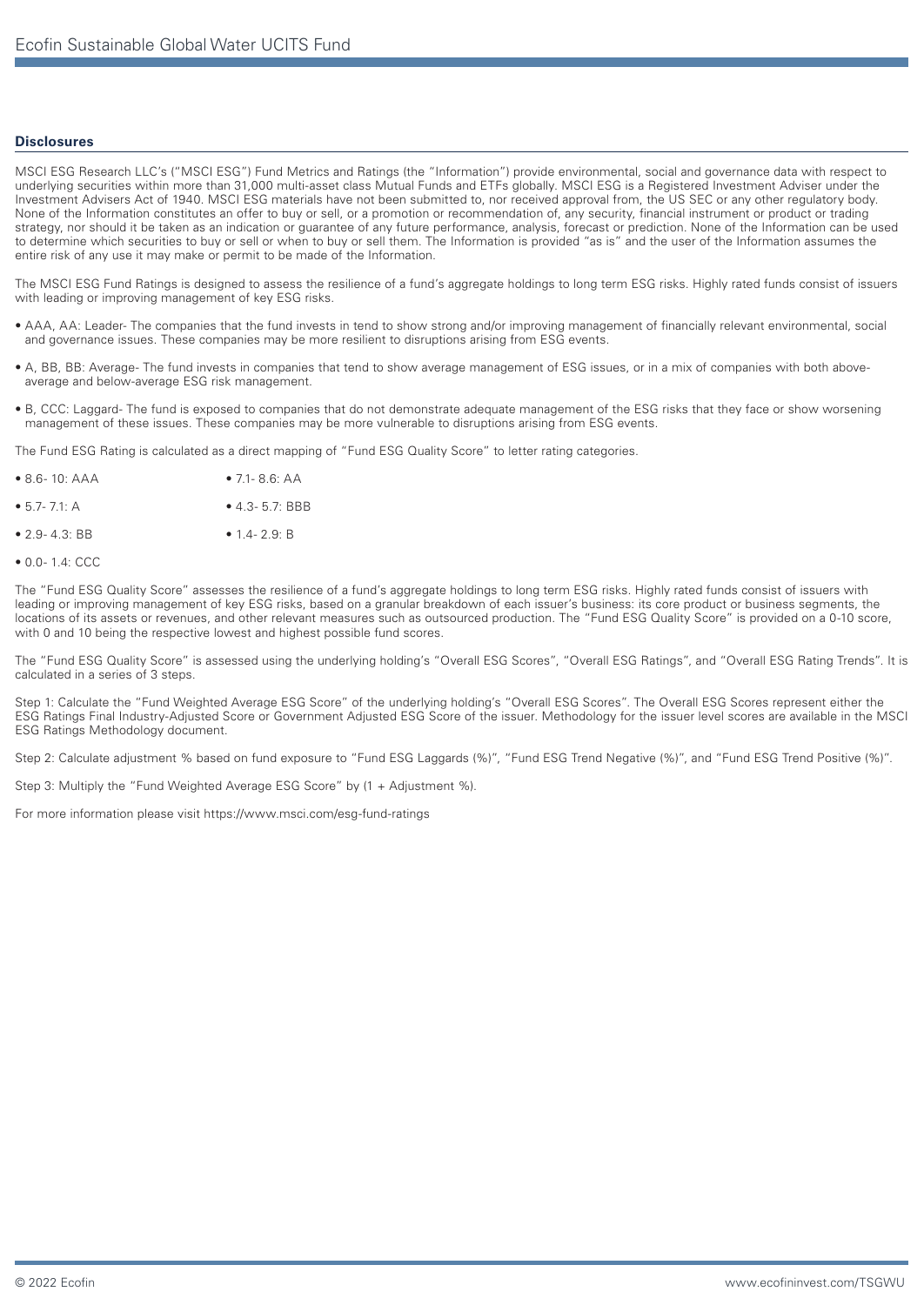## Disclosures

MSCI ESG Research LLC's ("MSCI ESG") Fund Metrics and Ratings (the "Information") provide environmental, social and governance data with respect to underlying securities within more than 31,000 multi-asset class Mutual Funds and ETFs globally. MSCI ESG is a Registered Investment Adviser under the Investment Advisers Act of 1940. MSCI ESG materials have not been submitted to, nor received approval from, the US SEC or any other regulatory body. None of the Information constitutes an offer to buy or sell, or a promotion or recommendation of, any security, financial instrument or product or trading strategy, nor should it be taken as an indication or guarantee of any future performance, analysis, forecast or prediction. None of the Information can be used to determine which securities to buy or sell or when to buy or sell them. The Information is provided "as is" and the user of the Information assumes the entire risk of any use it may make or permit to be made of the Information.

The MSCI ESG Fund Ratings is designed to assess the resilience of a fund's aggregate holdings to long term ESG risks. Highly rated funds consist of issuers with leading or improving management of key ESG risks.

- AAA, AA: Leader- The companies that the fund invests in tend to show strong and/or improving management of financially relevant environmental, social and governance issues. These companies may be more resilient to disruptions arising from ESG events.
- A, BB, BB: Average- The fund invests in companies that tend to show average management of ESG issues, or in a mix of companies with both above-average and below-average ESG risk management.
- B, CCC: Laggard- The fund is exposed to companies that do not demonstrate adequate management of the ESG risks that they face or show worsening management of these issues. These companies may be more vulnerable to disruptions arising from ESG events.

The Fund ESG Rating is calculated as a direct mapping of "Fund ESG Quality Score" to letter rating categories.

- 8.6- 10: AAA
- 7.1- 8.6: AA
- 5.7- 7.1: A
- 4.3- 5.7: BBB
- 2.9- 4.3: BB
- 1.4- 2.9: B
- 0.0- 1.4: CCC

The "Fund ESG Quality Score" assesses the resilience of a fund's aggregate holdings to long term ESG risks. Highly rated funds consist of issuers with leading or improving management of key ESG risks, based on a granular breakdown of each issuer's business: its core product or business segments, the locations of its assets or revenues, and other relevant measures such as outsourced production. The "Fund ESG Quality Score" is provided on a 0-10 score, with 0 and 10 being the respective lowest and highest possible fund scores.

The "Fund ESG Quality Score" is assessed using the underlying holding's "Overall ESG Scores", "Overall ESG Ratings", and "Overall ESG Rating Trends". It is calculated in a series of 3 steps.

Step 1: Calculate the "Fund Weighted Average ESG Score" of the underlying holding's "Overall ESG Scores". The Overall ESG Scores represent either the ESG Ratings Final Industry-Adjusted Score or Government Adjusted ESG Score of the issuer. Methodology for the issuer level scores are available in the MSCI ESG Ratings Methodology document.

Step 2: Calculate adjustment % based on fund exposure to "Fund ESG Laggards (%)", "Fund ESG Trend Negative (%)", and "Fund ESG Trend Positive (%)".

Step 3: Multiply the "Fund Weighted Average ESG Score" by (1 + Adjustment %).

For more information please visit https://www.msci.com/esg-fund-ratings